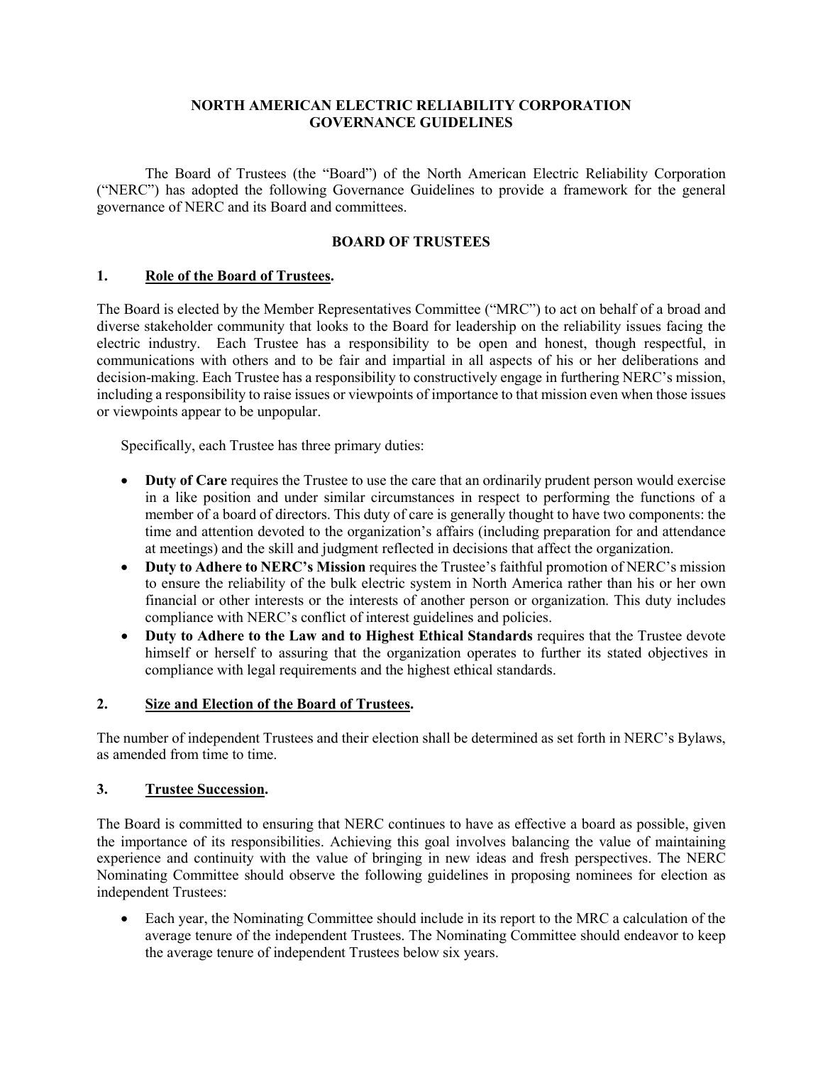# NORTH AMERICAN ELECTRIC RELIABILITY CORPORATION GOVERNANCE GUIDELINES

The Board of Trustees (the "Board") of the North American Electric Reliability Corporation ("NERC") has adopted the following Governance Guidelines to provide a framework for the general governance of NERC and its Board and committees.

## BOARD OF TRUSTEES

### 1. Role of the Board of Trustees.

The Board is elected by the Member Representatives Committee ("MRC") to act on behalf of a broad and diverse stakeholder community that looks to the Board for leadership on the reliability issues facing the electric industry. Each Trustee has a responsibility to be open and honest, though respectful, in communications with others and to be fair and impartial in all aspects of his or her deliberations and decision-making. Each Trustee has a responsibility to constructively engage in furthering NERC's mission, including a responsibility to raise issues or viewpoints of importance to that mission even when those issues or viewpoints appear to be unpopular.

Specifically, each Trustee has three primary duties:

- **Duty of Care** requires the Trustee to use the care that an ordinarily prudent person would exercise in a like position and under similar circumstances in respect to performing the functions of a member of a board of directors. This duty of care is generally thought to have two components: the time and attention devoted to the organization's affairs (including preparation for and attendance at meetings) and the skill and judgment reflected in decisions that affect the organization.
- **Duty to Adhere to NERC's Mission** requires the Trustee's faithful promotion of NERC's mission to ensure the reliability of the bulk electric system in North America rather than his or her own financial or other interests or the interests of another person or organization. This duty includes compliance with NERC's conflict of interest guidelines and policies.
- **Duty to Adhere to the Law and to Highest Ethical Standards** requires that the Trustee devote himself or herself to assuring that the organization operates to further its stated objectives in compliance with legal requirements and the highest ethical standards.

### 2. Size and Election of the Board of Trustees.

The number of independent Trustees and their election shall be determined as set forth in NERC's Bylaws, as amended from time to time.

### 3. Trustee Succession.

The Board is committed to ensuring that NERC continues to have as effective a board as possible, given the importance of its responsibilities. Achieving this goal involves balancing the value of maintaining experience and continuity with the value of bringing in new ideas and fresh perspectives. The NERC Nominating Committee should observe the following guidelines in proposing nominees for election as independent Trustees:

- Each year, the Nominating Committee should include in its report to the MRC a calculation of the average tenure of the independent Trustees. The Nominating Committee should endeavor to keep the average tenure of independent Trustees below six years.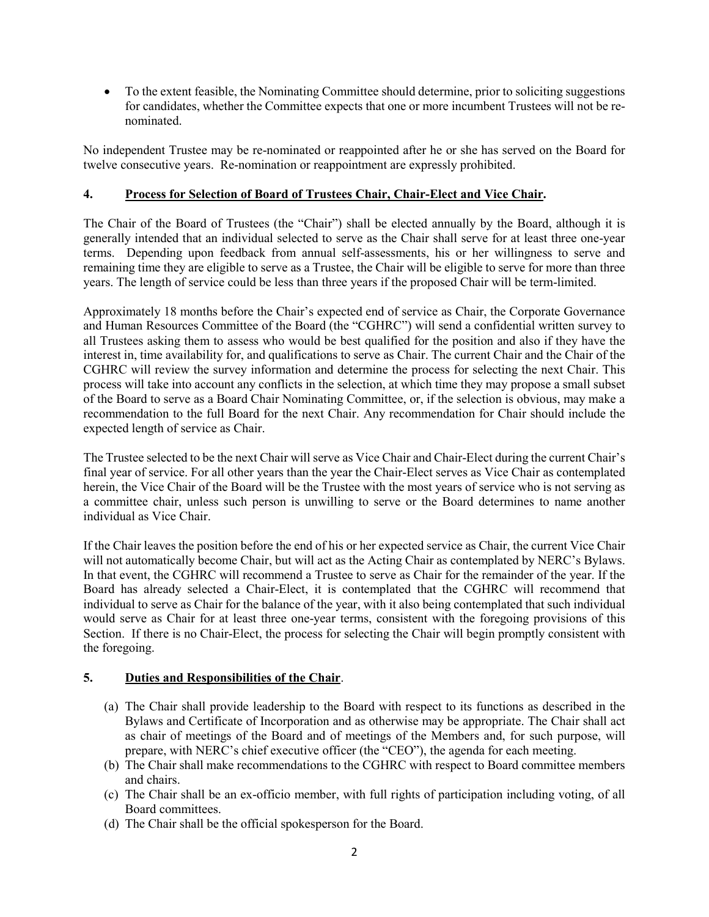- To the extent feasible, the Nominating Committee should determine, prior to soliciting suggestions for candidates, whether the Committee expects that one or more incumbent Trustees will not be re-nominated.

No independent Trustee may be re-nominated or reappointed after he or she has served on the Board for twelve consecutive years. Re-nomination or reappointment are expressly prohibited.

## 4. Process for Selection of Board of Trustees Chair, Chair-Elect and Vice Chair.

The Chair of the Board of Trustees (the "Chair") shall be elected annually by the Board, although it is generally intended that an individual selected to serve as the Chair shall serve for at least three one-year terms. Depending upon feedback from annual self-assessments, his or her willingness to serve and remaining time they are eligible to serve as a Trustee, the Chair will be eligible to serve for more than three years. The length of service could be less than three years if the proposed Chair will be term-limited.

Approximately 18 months before the Chair's expected end of service as Chair, the Corporate Governance and Human Resources Committee of the Board (the "CGHRC") will send a confidential written survey to all Trustees asking them to assess who would be best qualified for the position and also if they have the interest in, time availability for, and qualifications to serve as Chair. The current Chair and the Chair of the CGHRC will review the survey information and determine the process for selecting the next Chair. This process will take into account any conflicts in the selection, at which time they may propose a small subset of the Board to serve as a Board Chair Nominating Committee, or, if the selection is obvious, may make a recommendation to the full Board for the next Chair. Any recommendation for Chair should include the expected length of service as Chair.

The Trustee selected to be the next Chair will serve as Vice Chair and Chair-Elect during the current Chair's final year of service. For all other years than the year the Chair-Elect serves as Vice Chair as contemplated herein, the Vice Chair of the Board will be the Trustee with the most years of service who is not serving as a committee chair, unless such person is unwilling to serve or the Board determines to name another individual as Vice Chair.

If the Chair leaves the position before the end of his or her expected service as Chair, the current Vice Chair will not automatically become Chair, but will act as the Acting Chair as contemplated by NERC's Bylaws. In that event, the CGHRC will recommend a Trustee to serve as Chair for the remainder of the year. If the Board has already selected a Chair-Elect, it is contemplated that the CGHRC will recommend that individual to serve as Chair for the balance of the year, with it also being contemplated that such individual would serve as Chair for at least three one-year terms, consistent with the foregoing provisions of this Section. If there is no Chair-Elect, the process for selecting the Chair will begin promptly consistent with the foregoing.

## 5. Duties and Responsibilities of the Chair.

(a) The Chair shall provide leadership to the Board with respect to its functions as described in the Bylaws and Certificate of Incorporation and as otherwise may be appropriate. The Chair shall act as chair of meetings of the Board and of meetings of the Members and, for such purpose, will prepare, with NERC's chief executive officer (the "CEO"), the agenda for each meeting.

(b) The Chair shall make recommendations to the CGHRC with respect to Board committee members and chairs.

(c) The Chair shall be an ex-officio member, with full rights of participation including voting, of all Board committees.

(d) The Chair shall be the official spokesperson for the Board.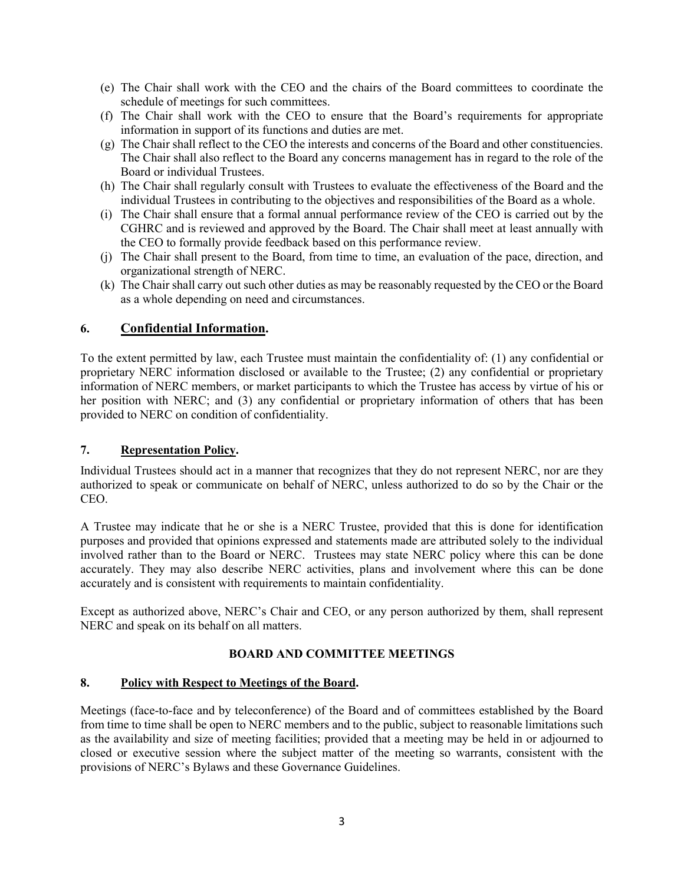(e) The Chair shall work with the CEO and the chairs of the Board committees to coordinate the schedule of meetings for such committees.

(f) The Chair shall work with the CEO to ensure that the Board's requirements for appropriate information in support of its functions and duties are met.

(g) The Chair shall reflect to the CEO the interests and concerns of the Board and other constituencies. The Chair shall also reflect to the Board any concerns management has in regard to the role of the Board or individual Trustees.

(h) The Chair shall regularly consult with Trustees to evaluate the effectiveness of the Board and the individual Trustees in contributing to the objectives and responsibilities of the Board as a whole.

(i) The Chair shall ensure that a formal annual performance review of the CEO is carried out by the CGHRC and is reviewed and approved by the Board. The Chair shall meet at least annually with the CEO to formally provide feedback based on this performance review.

(j) The Chair shall present to the Board, from time to time, an evaluation of the pace, direction, and organizational strength of NERC.

(k) The Chair shall carry out such other duties as may be reasonably requested by the CEO or the Board as a whole depending on need and circumstances.

## 6. Confidential Information.

To the extent permitted by law, each Trustee must maintain the confidentiality of: (1) any confidential or proprietary NERC information disclosed or available to the Trustee; (2) any confidential or proprietary information of NERC members, or market participants to which the Trustee has access by virtue of his or her position with NERC; and (3) any confidential or proprietary information of others that has been provided to NERC on condition of confidentiality.

## 7. Representation Policy.

Individual Trustees should act in a manner that recognizes that they do not represent NERC, nor are they authorized to speak or communicate on behalf of NERC, unless authorized to do so by the Chair or the CEO.

A Trustee may indicate that he or she is a NERC Trustee, provided that this is done for identification purposes and provided that opinions expressed and statements made are attributed solely to the individual involved rather than to the Board or NERC. Trustees may state NERC policy where this can be done accurately. They may also describe NERC activities, plans and involvement where this can be done accurately and is consistent with requirements to maintain confidentiality.

Except as authorized above, NERC's Chair and CEO, or any person authorized by them, shall represent NERC and speak on its behalf on all matters.

# BOARD AND COMMITTEE MEETINGS

## 8. Policy with Respect to Meetings of the Board.

Meetings (face-to-face and by teleconference) of the Board and of committees established by the Board from time to time shall be open to NERC members and to the public, subject to reasonable limitations such as the availability and size of meeting facilities; provided that a meeting may be held in or adjourned to closed or executive session where the subject matter of the meeting so warrants, consistent with the provisions of NERC's Bylaws and these Governance Guidelines.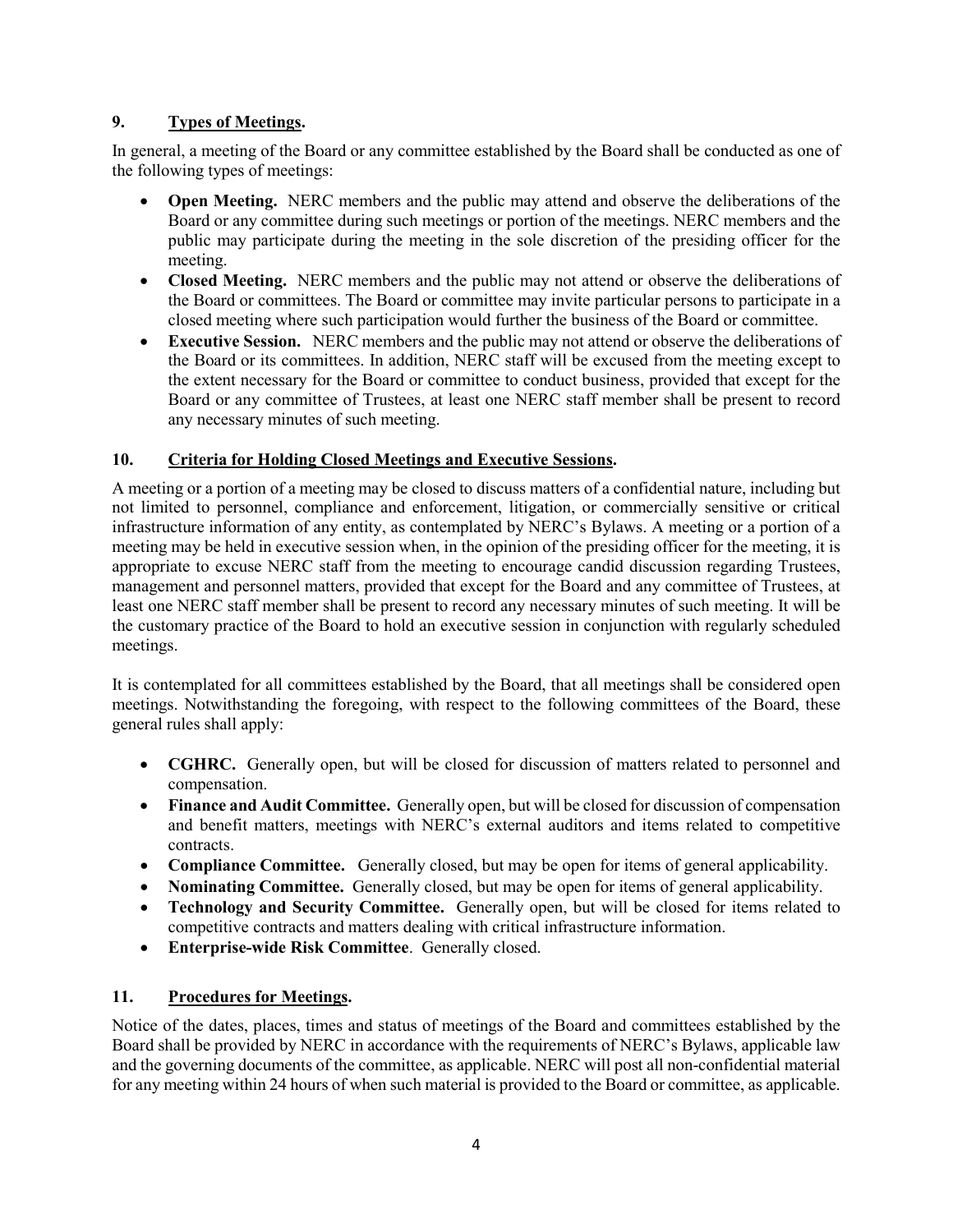## 9. Types of Meetings.

In general, a meeting of the Board or any committee established by the Board shall be conducted as one of the following types of meetings:

- **Open Meeting.** NERC members and the public may attend and observe the deliberations of the Board or any committee during such meetings or portion of the meetings. NERC members and the public may participate during the meeting in the sole discretion of the presiding officer for the meeting.
- **Closed Meeting.** NERC members and the public may not attend or observe the deliberations of the Board or committees. The Board or committee may invite particular persons to participate in a closed meeting where such participation would further the business of the Board or committee.
- **Executive Session.** NERC members and the public may not attend or observe the deliberations of the Board or its committees. In addition, NERC staff will be excused from the meeting except to the extent necessary for the Board or committee to conduct business, provided that except for the Board or any committee of Trustees, at least one NERC staff member shall be present to record any necessary minutes of such meeting.

## 10. Criteria for Holding Closed Meetings and Executive Sessions.

A meeting or a portion of a meeting may be closed to discuss matters of a confidential nature, including but not limited to personnel, compliance and enforcement, litigation, or commercially sensitive or critical infrastructure information of any entity, as contemplated by NERC's Bylaws. A meeting or a portion of a meeting may be held in executive session when, in the opinion of the presiding officer for the meeting, it is appropriate to excuse NERC staff from the meeting to encourage candid discussion regarding Trustees, management and personnel matters, provided that except for the Board and any committee of Trustees, at least one NERC staff member shall be present to record any necessary minutes of such meeting. It will be the customary practice of the Board to hold an executive session in conjunction with regularly scheduled meetings.

It is contemplated for all committees established by the Board, that all meetings shall be considered open meetings. Notwithstanding the foregoing, with respect to the following committees of the Board, these general rules shall apply:

- **CGHRC.** Generally open, but will be closed for discussion of matters related to personnel and compensation.
- **Finance and Audit Committee.** Generally open, but will be closed for discussion of compensation and benefit matters, meetings with NERC's external auditors and items related to competitive contracts.
- **Compliance Committee.** Generally closed, but may be open for items of general applicability.
- **Nominating Committee.** Generally closed, but may be open for items of general applicability.
- **Technology and Security Committee.** Generally open, but will be closed for items related to competitive contracts and matters dealing with critical infrastructure information.
- **Enterprise-wide Risk Committee**. Generally closed.

## 11. Procedures for Meetings.

Notice of the dates, places, times and status of meetings of the Board and committees established by the Board shall be provided by NERC in accordance with the requirements of NERC's Bylaws, applicable law and the governing documents of the committee, as applicable. NERC will post all non-confidential material for any meeting within 24 hours of when such material is provided to the Board or committee, as applicable.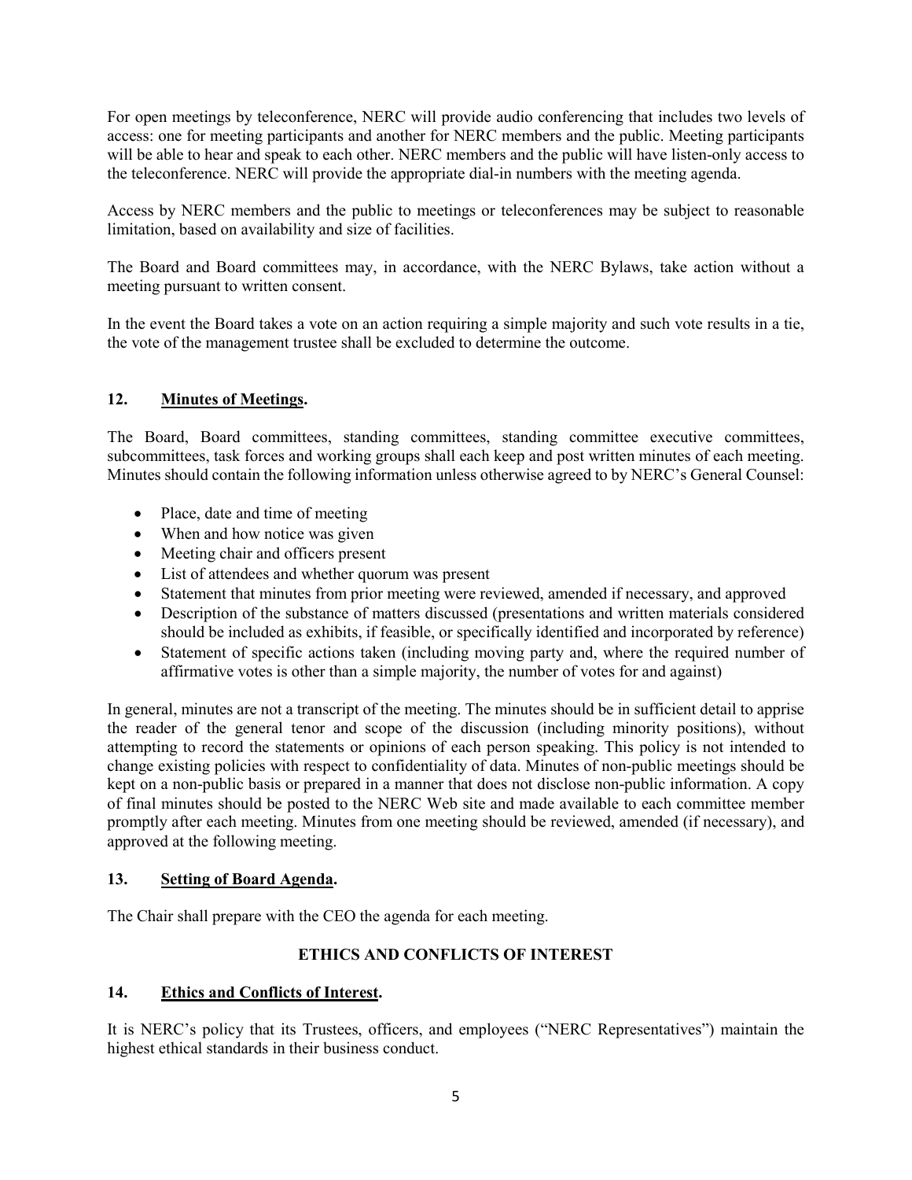For open meetings by teleconference, NERC will provide audio conferencing that includes two levels of access: one for meeting participants and another for NERC members and the public. Meeting participants will be able to hear and speak to each other. NERC members and the public will have listen-only access to the teleconference. NERC will provide the appropriate dial-in numbers with the meeting agenda.

Access by NERC members and the public to meetings or teleconferences may be subject to reasonable limitation, based on availability and size of facilities.

The Board and Board committees may, in accordance, with the NERC Bylaws, take action without a meeting pursuant to written consent.

In the event the Board takes a vote on an action requiring a simple majority and such vote results in a tie, the vote of the management trustee shall be excluded to determine the outcome.

### 12. Minutes of Meetings.

The Board, Board committees, standing committees, standing committee executive committees, subcommittees, task forces and working groups shall each keep and post written minutes of each meeting. Minutes should contain the following information unless otherwise agreed to by NERC's General Counsel:

- Place, date and time of meeting
- When and how notice was given
- Meeting chair and officers present
- List of attendees and whether quorum was present
- Statement that minutes from prior meeting were reviewed, amended if necessary, and approved
- Description of the substance of matters discussed (presentations and written materials considered should be included as exhibits, if feasible, or specifically identified and incorporated by reference)
- Statement of specific actions taken (including moving party and, where the required number of affirmative votes is other than a simple majority, the number of votes for and against)

In general, minutes are not a transcript of the meeting. The minutes should be in sufficient detail to apprise the reader of the general tenor and scope of the discussion (including minority positions), without attempting to record the statements or opinions of each person speaking. This policy is not intended to change existing policies with respect to confidentiality of data. Minutes of non-public meetings should be kept on a non-public basis or prepared in a manner that does not disclose non-public information. A copy of final minutes should be posted to the NERC Web site and made available to each committee member promptly after each meeting. Minutes from one meeting should be reviewed, amended (if necessary), and approved at the following meeting.

### 13. Setting of Board Agenda.

The Chair shall prepare with the CEO the agenda for each meeting.

## ETHICS AND CONFLICTS OF INTEREST

### 14. Ethics and Conflicts of Interest.

It is NERC's policy that its Trustees, officers, and employees ("NERC Representatives") maintain the highest ethical standards in their business conduct.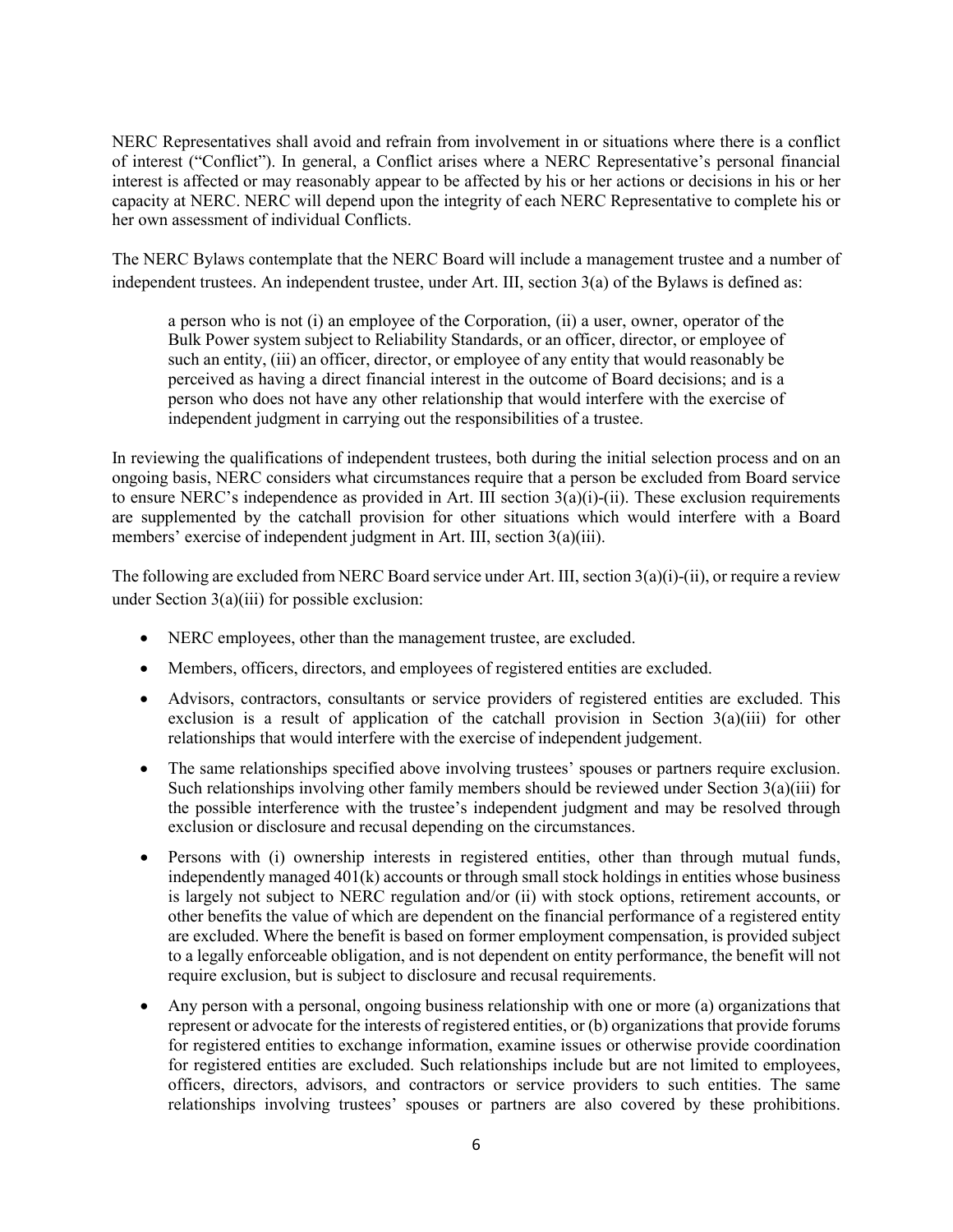NERC Representatives shall avoid and refrain from involvement in or situations where there is a conflict of interest ("Conflict"). In general, a Conflict arises where a NERC Representative's personal financial interest is affected or may reasonably appear to be affected by his or her actions or decisions in his or her capacity at NERC. NERC will depend upon the integrity of each NERC Representative to complete his or her own assessment of individual Conflicts.

The NERC Bylaws contemplate that the NERC Board will include a management trustee and a number of independent trustees. An independent trustee, under Art. III, section 3(a) of the Bylaws is defined as:

> a person who is not (i) an employee of the Corporation, (ii) a user, owner, operator of the Bulk Power system subject to Reliability Standards, or an officer, director, or employee of such an entity, (iii) an officer, director, or employee of any entity that would reasonably be perceived as having a direct financial interest in the outcome of Board decisions; and is a person who does not have any other relationship that would interfere with the exercise of independent judgment in carrying out the responsibilities of a trustee.

In reviewing the qualifications of independent trustees, both during the initial selection process and on an ongoing basis, NERC considers what circumstances require that a person be excluded from Board service to ensure NERC's independence as provided in Art. III section 3(a)(i)-(ii). These exclusion requirements are supplemented by the catchall provision for other situations which would interfere with a Board members' exercise of independent judgment in Art. III, section 3(a)(iii).

The following are excluded from NERC Board service under Art. III, section 3(a)(i)-(ii), or require a review under Section 3(a)(iii) for possible exclusion:

- NERC employees, other than the management trustee, are excluded.
- Members, officers, directors, and employees of registered entities are excluded.
- Advisors, contractors, consultants or service providers of registered entities are excluded. This exclusion is a result of application of the catchall provision in Section 3(a)(iii) for other relationships that would interfere with the exercise of independent judgement.
- The same relationships specified above involving trustees' spouses or partners require exclusion. Such relationships involving other family members should be reviewed under Section 3(a)(iii) for the possible interference with the trustee's independent judgment and may be resolved through exclusion or disclosure and recusal depending on the circumstances.
- Persons with (i) ownership interests in registered entities, other than through mutual funds, independently managed 401(k) accounts or through small stock holdings in entities whose business is largely not subject to NERC regulation and/or (ii) with stock options, retirement accounts, or other benefits the value of which are dependent on the financial performance of a registered entity are excluded. Where the benefit is based on former employment compensation, is provided subject to a legally enforceable obligation, and is not dependent on entity performance, the benefit will not require exclusion, but is subject to disclosure and recusal requirements.
- Any person with a personal, ongoing business relationship with one or more (a) organizations that represent or advocate for the interests of registered entities, or (b) organizations that provide forums for registered entities to exchange information, examine issues or otherwise provide coordination for registered entities are excluded. Such relationships include but are not limited to employees, officers, directors, advisors, and contractors or service providers to such entities. The same relationships involving trustees' spouses or partners are also covered by these prohibitions.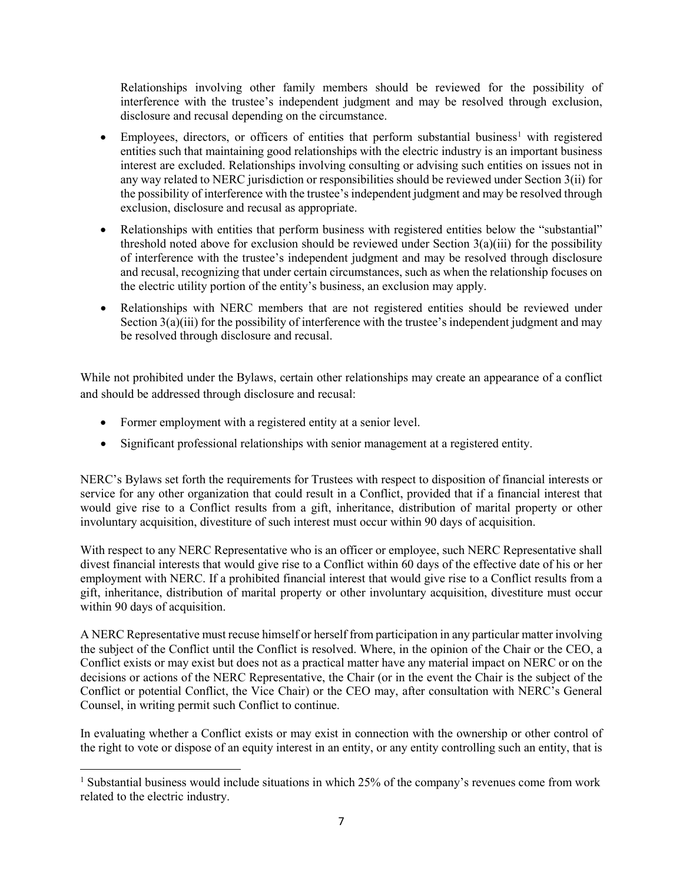Relationships involving other family members should be reviewed for the possibility of interference with the trustee's independent judgment and may be resolved through exclusion, disclosure and recusal depending on the circumstance.

- Employees, directors, or officers of entities that perform substantial business[1] with registered entities such that maintaining good relationships with the electric industry is an important business interest are excluded. Relationships involving consulting or advising such entities on issues not in any way related to NERC jurisdiction or responsibilities should be reviewed under Section 3(ii) for the possibility of interference with the trustee's independent judgment and may be resolved through exclusion, disclosure and recusal as appropriate.
- Relationships with entities that perform business with registered entities below the "substantial" threshold noted above for exclusion should be reviewed under Section 3(a)(iii) for the possibility of interference with the trustee's independent judgment and may be resolved through disclosure and recusal, recognizing that under certain circumstances, such as when the relationship focuses on the electric utility portion of the entity's business, an exclusion may apply.
- Relationships with NERC members that are not registered entities should be reviewed under Section 3(a)(iii) for the possibility of interference with the trustee's independent judgment and may be resolved through disclosure and recusal.

While not prohibited under the Bylaws, certain other relationships may create an appearance of a conflict and should be addressed through disclosure and recusal:

- Former employment with a registered entity at a senior level.
- Significant professional relationships with senior management at a registered entity.

NERC's Bylaws set forth the requirements for Trustees with respect to disposition of financial interests or service for any other organization that could result in a Conflict, provided that if a financial interest that would give rise to a Conflict results from a gift, inheritance, distribution of marital property or other involuntary acquisition, divestiture of such interest must occur within 90 days of acquisition.

With respect to any NERC Representative who is an officer or employee, such NERC Representative shall divest financial interests that would give rise to a Conflict within 60 days of the effective date of his or her employment with NERC. If a prohibited financial interest that would give rise to a Conflict results from a gift, inheritance, distribution of marital property or other involuntary acquisition, divestiture must occur within 90 days of acquisition.

A NERC Representative must recuse himself or herself from participation in any particular matter involving the subject of the Conflict until the Conflict is resolved. Where, in the opinion of the Chair or the CEO, a Conflict exists or may exist but does not as a practical matter have any material impact on NERC or on the decisions or actions of the NERC Representative, the Chair (or in the event the Chair is the subject of the Conflict or potential Conflict, the Vice Chair) or the CEO may, after consultation with NERC's General Counsel, in writing permit such Conflict to continue.

In evaluating whether a Conflict exists or may exist in connection with the ownership or other control of the right to vote or dispose of an equity interest in an entity, or any entity controlling such an entity, that is

[1] Substantial business would include situations in which 25% of the company's revenues come from work related to the electric industry.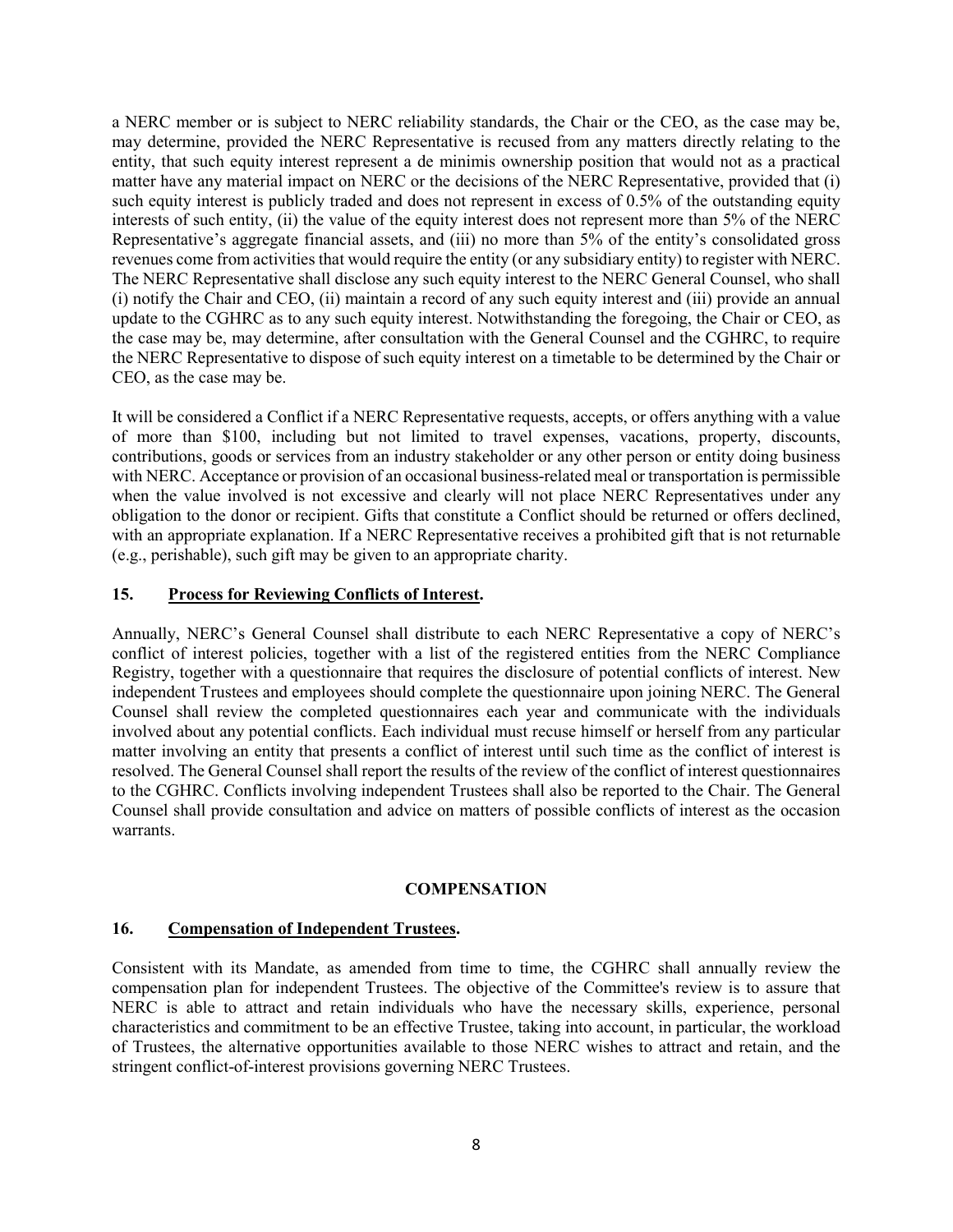a NERC member or is subject to NERC reliability standards, the Chair or the CEO, as the case may be, may determine, provided the NERC Representative is recused from any matters directly relating to the entity, that such equity interest represent a de minimis ownership position that would not as a practical matter have any material impact on NERC or the decisions of the NERC Representative, provided that (i) such equity interest is publicly traded and does not represent in excess of 0.5% of the outstanding equity interests of such entity, (ii) the value of the equity interest does not represent more than 5% of the NERC Representative's aggregate financial assets, and (iii) no more than 5% of the entity's consolidated gross revenues come from activities that would require the entity (or any subsidiary entity) to register with NERC. The NERC Representative shall disclose any such equity interest to the NERC General Counsel, who shall (i) notify the Chair and CEO, (ii) maintain a record of any such equity interest and (iii) provide an annual update to the CGHRC as to any such equity interest. Notwithstanding the foregoing, the Chair or CEO, as the case may be, may determine, after consultation with the General Counsel and the CGHRC, to require the NERC Representative to dispose of such equity interest on a timetable to be determined by the Chair or CEO, as the case may be.

It will be considered a Conflict if a NERC Representative requests, accepts, or offers anything with a value of more than $100, including but not limited to travel expenses, vacations, property, discounts, contributions, goods or services from an industry stakeholder or any other person or entity doing business with NERC. Acceptance or provision of an occasional business-related meal or transportation is permissible when the value involved is not excessive and clearly will not place NERC Representatives under any obligation to the donor or recipient. Gifts that constitute a Conflict should be returned or offers declined, with an appropriate explanation. If a NERC Representative receives a prohibited gift that is not returnable (e.g., perishable), such gift may be given to an appropriate charity.

### 15. Process for Reviewing Conflicts of Interest.

Annually, NERC's General Counsel shall distribute to each NERC Representative a copy of NERC's conflict of interest policies, together with a list of the registered entities from the NERC Compliance Registry, together with a questionnaire that requires the disclosure of potential conflicts of interest. New independent Trustees and employees should complete the questionnaire upon joining NERC. The General Counsel shall review the completed questionnaires each year and communicate with the individuals involved about any potential conflicts. Each individual must recuse himself or herself from any particular matter involving an entity that presents a conflict of interest until such time as the conflict of interest is resolved. The General Counsel shall report the results of the review of the conflict of interest questionnaires to the CGHRC. Conflicts involving independent Trustees shall also be reported to the Chair. The General Counsel shall provide consultation and advice on matters of possible conflicts of interest as the occasion warrants.

## COMPENSATION

### 16. Compensation of Independent Trustees.

Consistent with its Mandate, as amended from time to time, the CGHRC shall annually review the compensation plan for independent Trustees. The objective of the Committee's review is to assure that NERC is able to attract and retain individuals who have the necessary skills, experience, personal characteristics and commitment to be an effective Trustee, taking into account, in particular, the workload of Trustees, the alternative opportunities available to those NERC wishes to attract and retain, and the stringent conflict-of-interest provisions governing NERC Trustees.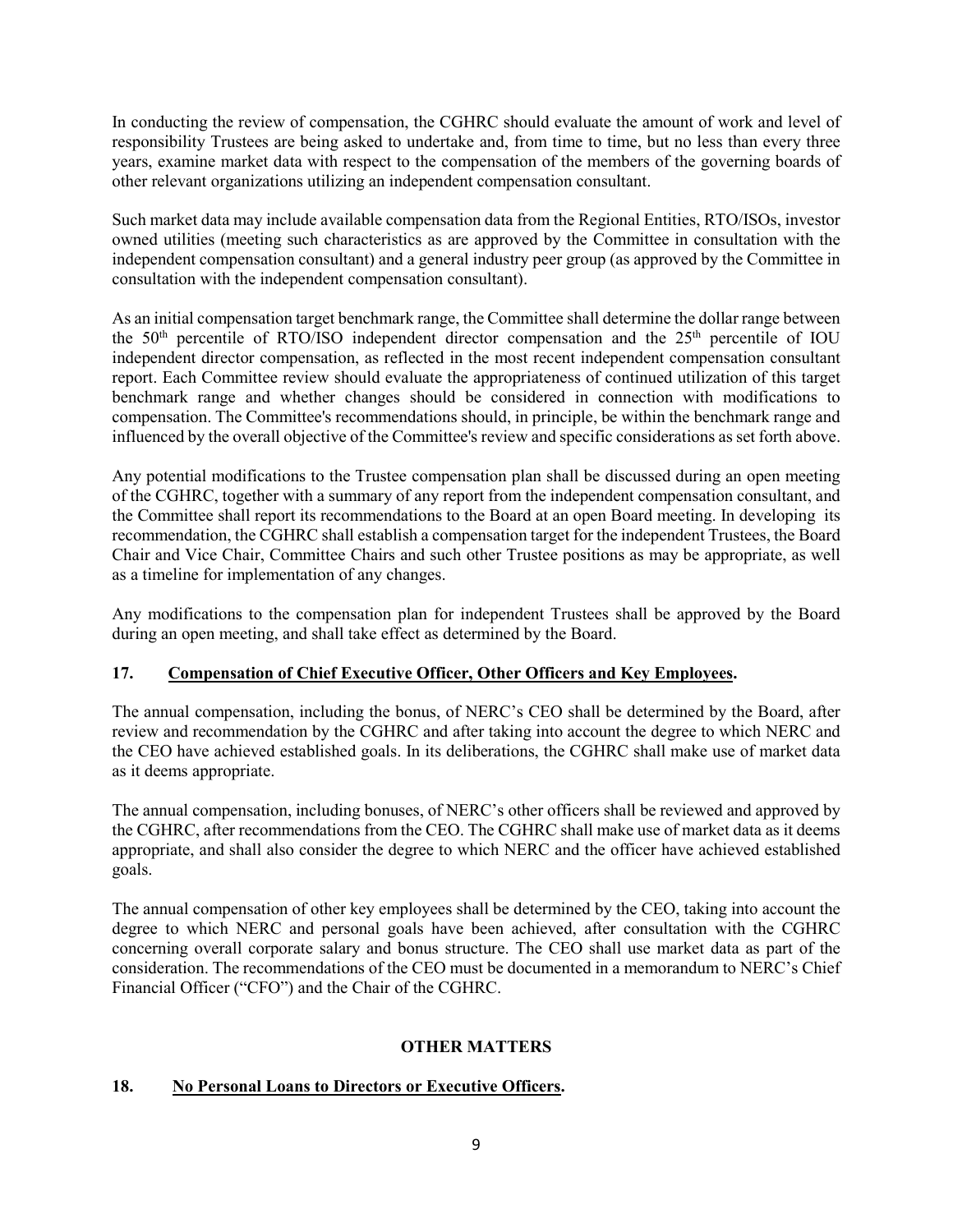In conducting the review of compensation, the CGHRC should evaluate the amount of work and level of responsibility Trustees are being asked to undertake and, from time to time, but no less than every three years, examine market data with respect to the compensation of the members of the governing boards of other relevant organizations utilizing an independent compensation consultant.

Such market data may include available compensation data from the Regional Entities, RTO/ISOs, investor owned utilities (meeting such characteristics as are approved by the Committee in consultation with the independent compensation consultant) and a general industry peer group (as approved by the Committee in consultation with the independent compensation consultant).

As an initial compensation target benchmark range, the Committee shall determine the dollar range between the 50th percentile of RTO/ISO independent director compensation and the 25th percentile of IOU independent director compensation, as reflected in the most recent independent compensation consultant report. Each Committee review should evaluate the appropriateness of continued utilization of this target benchmark range and whether changes should be considered in connection with modifications to compensation. The Committee's recommendations should, in principle, be within the benchmark range and influenced by the overall objective of the Committee's review and specific considerations as set forth above.

Any potential modifications to the Trustee compensation plan shall be discussed during an open meeting of the CGHRC, together with a summary of any report from the independent compensation consultant, and the Committee shall report its recommendations to the Board at an open Board meeting. In developing its recommendation, the CGHRC shall establish a compensation target for the independent Trustees, the Board Chair and Vice Chair, Committee Chairs and such other Trustee positions as may be appropriate, as well as a timeline for implementation of any changes.

Any modifications to the compensation plan for independent Trustees shall be approved by the Board during an open meeting, and shall take effect as determined by the Board.

### 17. Compensation of Chief Executive Officer, Other Officers and Key Employees.

The annual compensation, including the bonus, of NERC's CEO shall be determined by the Board, after review and recommendation by the CGHRC and after taking into account the degree to which NERC and the CEO have achieved established goals. In its deliberations, the CGHRC shall make use of market data as it deems appropriate.

The annual compensation, including bonuses, of NERC's other officers shall be reviewed and approved by the CGHRC, after recommendations from the CEO. The CGHRC shall make use of market data as it deems appropriate, and shall also consider the degree to which NERC and the officer have achieved established goals.

The annual compensation of other key employees shall be determined by the CEO, taking into account the degree to which NERC and personal goals have been achieved, after consultation with the CGHRC concerning overall corporate salary and bonus structure. The CEO shall use market data as part of the consideration. The recommendations of the CEO must be documented in a memorandum to NERC's Chief Financial Officer ("CFO") and the Chair of the CGHRC.

## OTHER MATTERS

### 18. No Personal Loans to Directors or Executive Officers.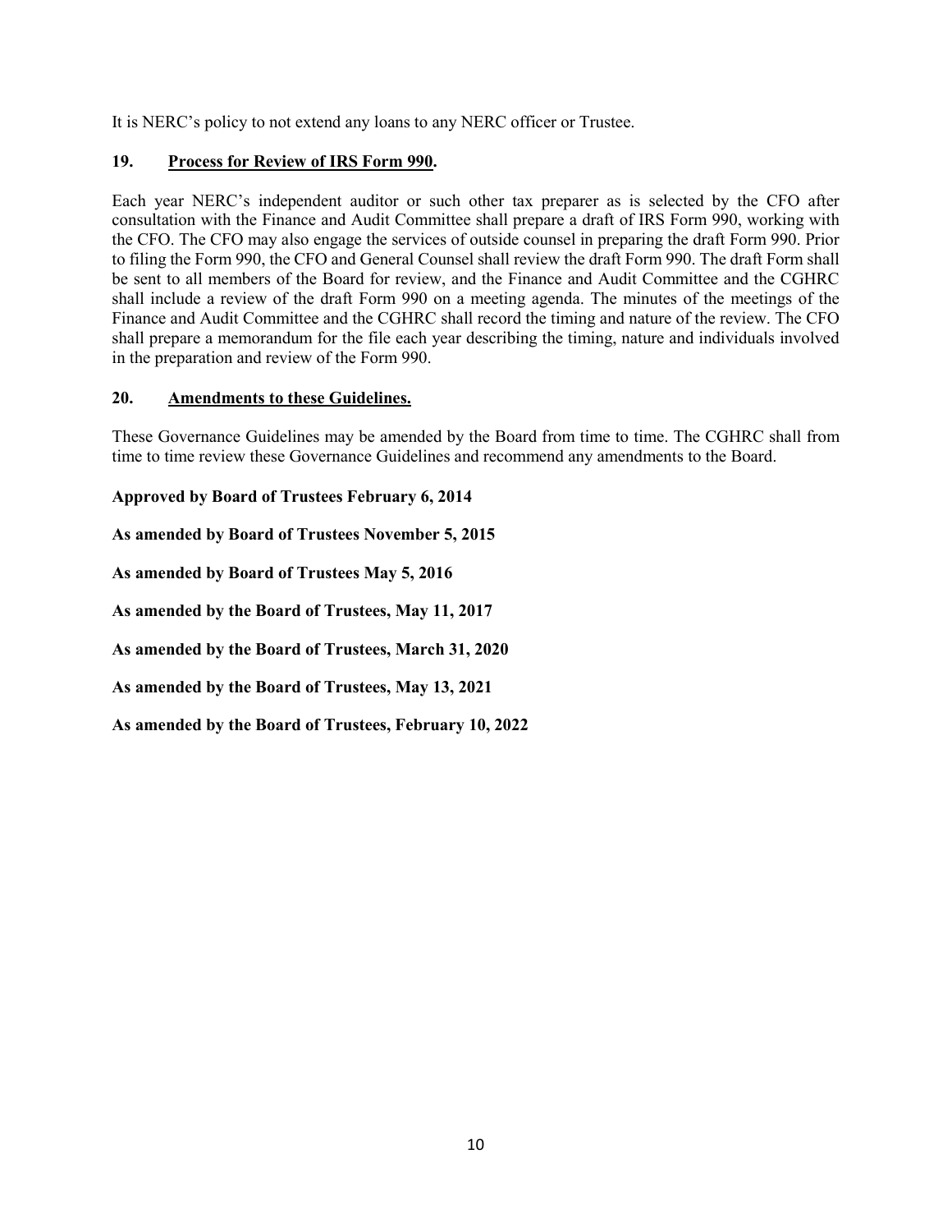It is NERC's policy to not extend any loans to any NERC officer or Trustee.

## 19. Process for Review of IRS Form 990.

Each year NERC's independent auditor or such other tax preparer as is selected by the CFO after consultation with the Finance and Audit Committee shall prepare a draft of IRS Form 990, working with the CFO. The CFO may also engage the services of outside counsel in preparing the draft Form 990. Prior to filing the Form 990, the CFO and General Counsel shall review the draft Form 990. The draft Form shall be sent to all members of the Board for review, and the Finance and Audit Committee and the CGHRC shall include a review of the draft Form 990 on a meeting agenda. The minutes of the meetings of the Finance and Audit Committee and the CGHRC shall record the timing and nature of the review. The CFO shall prepare a memorandum for the file each year describing the timing, nature and individuals involved in the preparation and review of the Form 990.

## 20. Amendments to these Guidelines.

These Governance Guidelines may be amended by the Board from time to time. The CGHRC shall from time to time review these Governance Guidelines and recommend any amendments to the Board.

**Approved by Board of Trustees February 6, 2014**

**As amended by Board of Trustees November 5, 2015**

**As amended by Board of Trustees May 5, 2016**

**As amended by the Board of Trustees, May 11, 2017**

**As amended by the Board of Trustees, March 31, 2020**

**As amended by the Board of Trustees, May 13, 2021**

**As amended by the Board of Trustees, February 10, 2022**